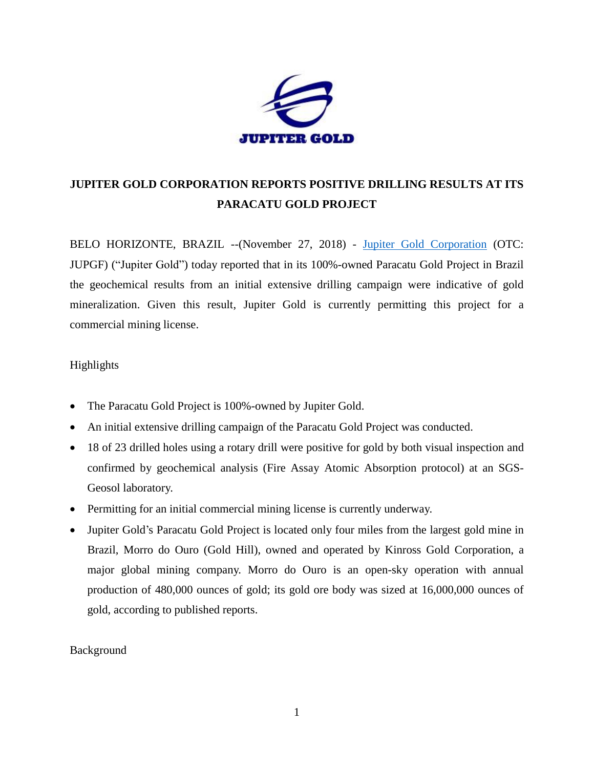JUPITER GOLD

# JUPITER GOLD CORPORATION REPORTS POSITIVE DRILLING RESULTS AT ITS PARACATU GOLD PROJECT

BELO HORIZONTE, BRAZIL --(November 27, 2018) - Jupiter Gold Corporation (OTC: JUPGF) ("Jupiter Gold") today reported that in its 100%-owned Paracatu Gold Project in Brazil the geochemical results from an initial extensive drilling campaign were indicative of gold mineralization. Given this result, Jupiter Gold is currently permitting this project for a commercial mining license.

Highlights

- The Paracatu Gold Project is 100%-owned by Jupiter Gold.
- An initial extensive drilling campaign of the Paracatu Gold Project was conducted.
- 18 of 23 drilled holes using a rotary drill were positive for gold by both visual inspection and confirmed by geochemical analysis (Fire Assay Atomic Absorption protocol) at an SGS-Geosol laboratory.
- Permitting for an initial commercial mining license is currently underway.
- Jupiter Gold's Paracatu Gold Project is located only four miles from the largest gold mine in Brazil, Morro do Ouro (Gold Hill), owned and operated by Kinross Gold Corporation, a major global mining company. Morro do Ouro is an open-sky operation with annual production of 480,000 ounces of gold; its gold ore body was sized at 16,000,000 ounces of gold, according to published reports.

Background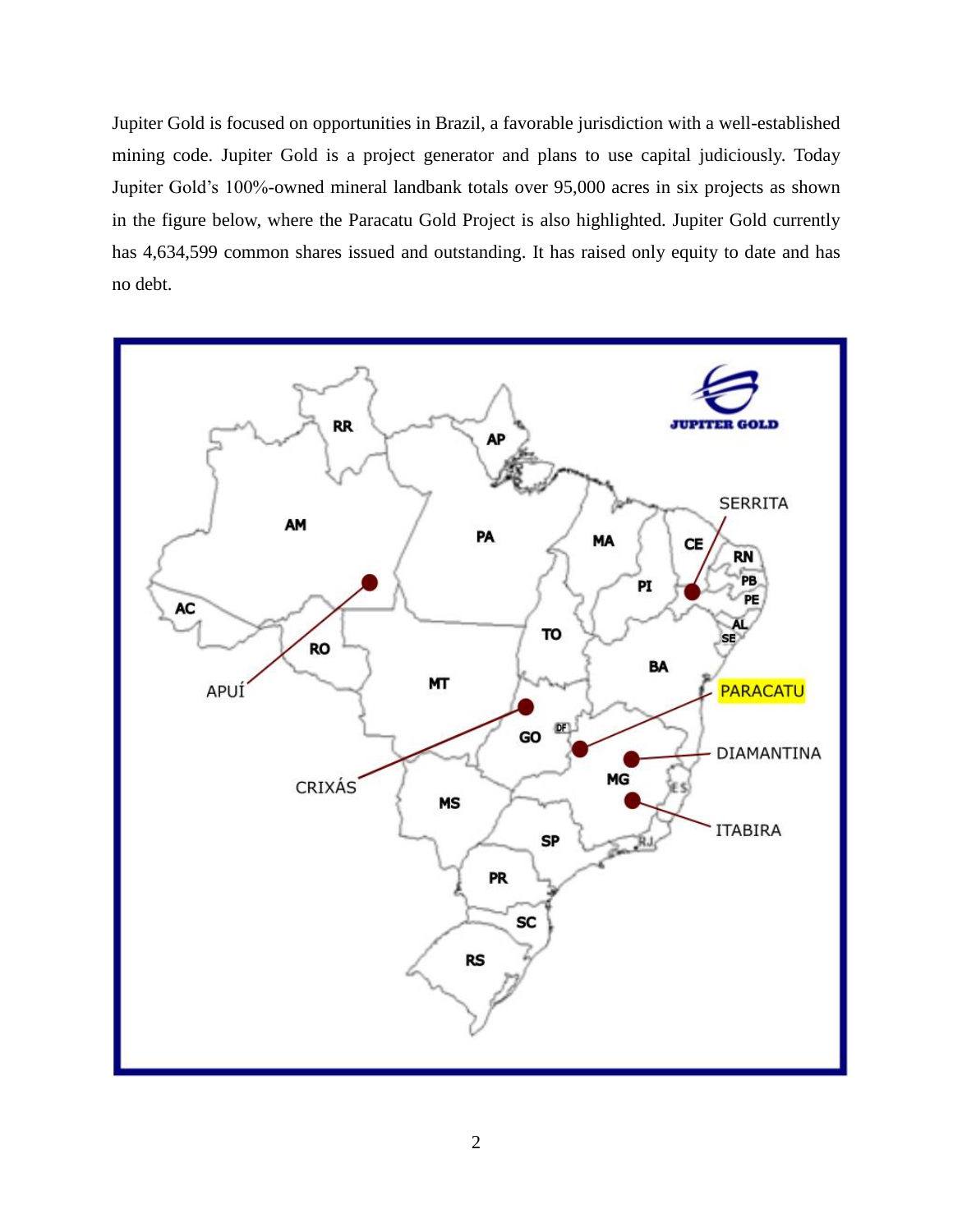Jupiter Gold is focused on opportunities in Brazil, a favorable jurisdiction with a well-established mining code. Jupiter Gold is a project generator and plans to use capital judiciously. Today Jupiter Gold's 100%-owned mineral landbank totals over 95,000 acres in six projects as shown in the figure below, where the Paracatu Gold Project is also highlighted. Jupiter Gold currently has 4,634,599 common shares issued and outstanding. It has raised only equity to date and has no debt.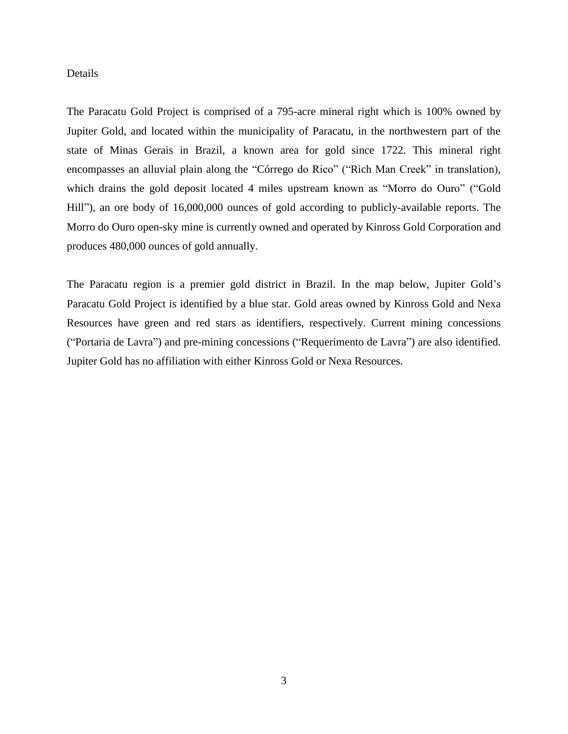Details

The Paracatu Gold Project is comprised of a 795-acre mineral right which is 100% owned by Jupiter Gold, and located within the municipality of Paracatu, in the northwestern part of the state of Minas Gerais in Brazil, a known area for gold since 1722. This mineral right encompasses an alluvial plain along the “Córrego do Rico” (“Rich Man Creek” in translation), which drains the gold deposit located 4 miles upstream known as “Morro do Ouro” (“Gold Hill”), an ore body of 16,000,000 ounces of gold according to publicly-available reports. The Morro do Ouro open-sky mine is currently owned and operated by Kinross Gold Corporation and produces 480,000 ounces of gold annually.

The Paracatu region is a premier gold district in Brazil. In the map below, Jupiter Gold’s Paracatu Gold Project is identified by a blue star. Gold areas owned by Kinross Gold and Nexa Resources have green and red stars as identifiers, respectively. Current mining concessions (“Portaria de Lavra”) and pre-mining concessions (“Requerimento de Lavra”) are also identified. Jupiter Gold has no affiliation with either Kinross Gold or Nexa Resources.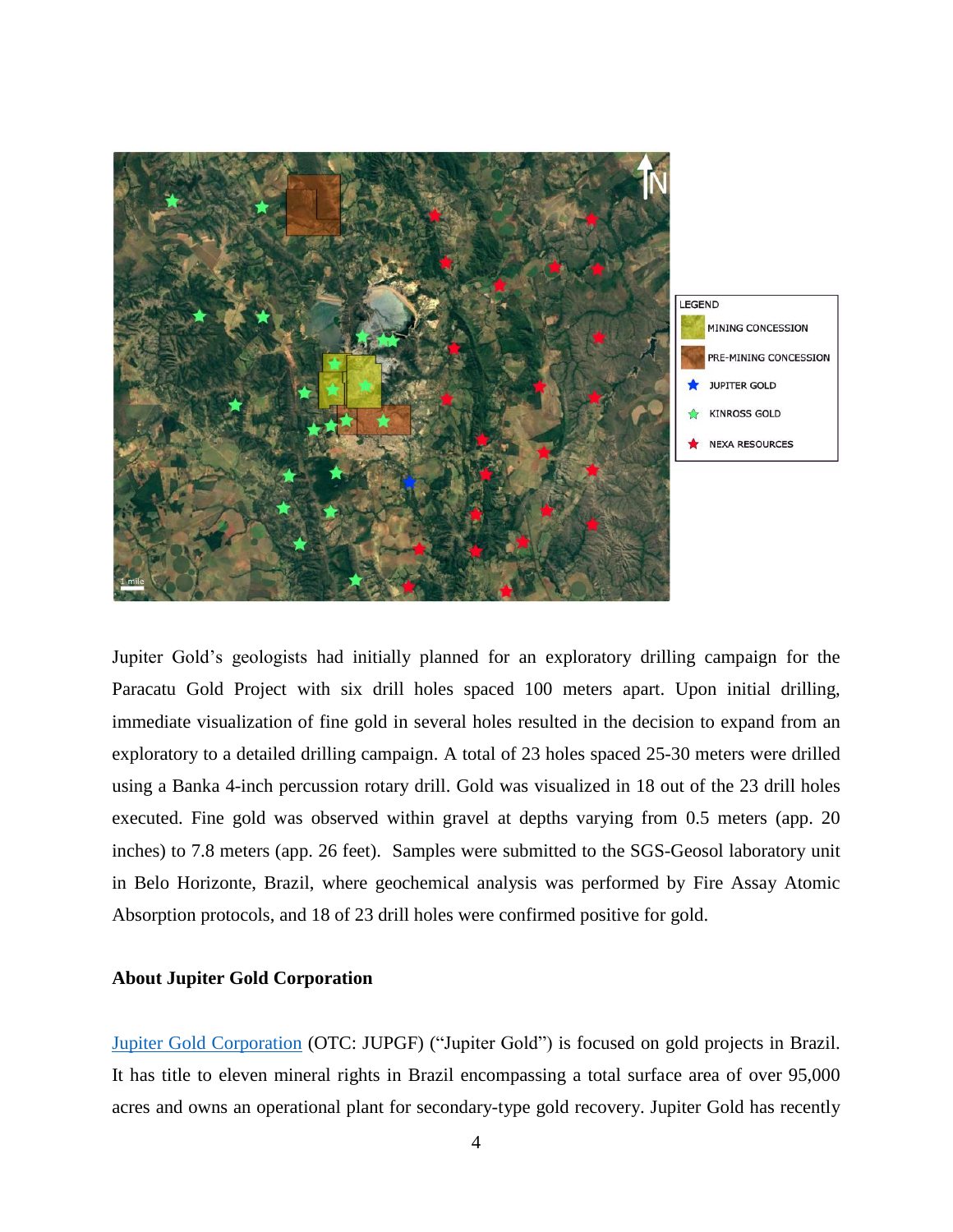Jupiter Gold's geologists had initially planned for an exploratory drilling campaign for the Paracatu Gold Project with six drill holes spaced 100 meters apart. Upon initial drilling, immediate visualization of fine gold in several holes resulted in the decision to expand from an exploratory to a detailed drilling campaign. A total of 23 holes spaced 25-30 meters were drilled using a Banka 4-inch percussion rotary drill. Gold was visualized in 18 out of the 23 drill holes executed. Fine gold was observed within gravel at depths varying from 0.5 meters (app. 20 inches) to 7.8 meters (app. 26 feet). Samples were submitted to the SGS-Geosol laboratory unit in Belo Horizonte, Brazil, where geochemical analysis was performed by Fire Assay Atomic Absorption protocols, and 18 of 23 drill holes were confirmed positive for gold.

**About Jupiter Gold Corporation**

Jupiter Gold Corporation (OTC: JUPGF) ("Jupiter Gold") is focused on gold projects in Brazil. It has title to eleven mineral rights in Brazil encompassing a total surface area of over 95,000 acres and owns an operational plant for secondary-type gold recovery. Jupiter Gold has recently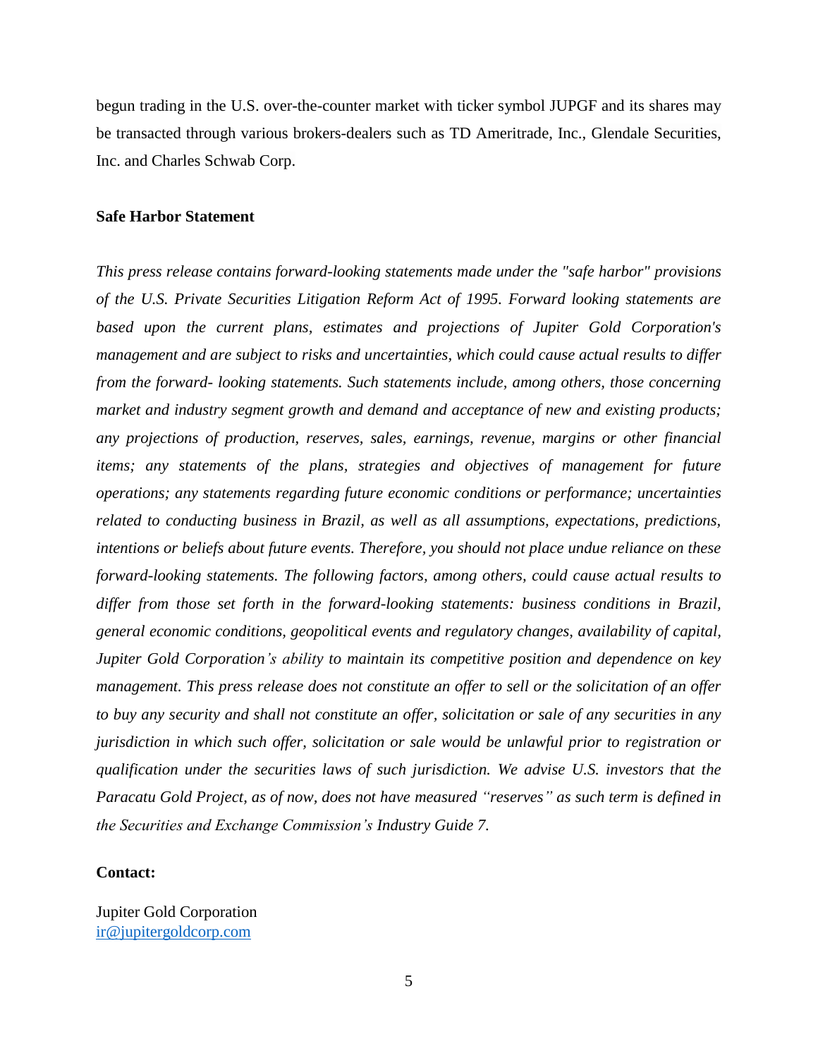begun trading in the U.S. over-the-counter market with ticker symbol JUPGF and its shares may be transacted through various brokers-dealers such as TD Ameritrade, Inc., Glendale Securities, Inc. and Charles Schwab Corp.

**Safe Harbor Statement**

*This press release contains forward-looking statements made under the "safe harbor" provisions of the U.S. Private Securities Litigation Reform Act of 1995. Forward looking statements are based upon the current plans, estimates and projections of Jupiter Gold Corporation's management and are subject to risks and uncertainties, which could cause actual results to differ from the forward- looking statements. Such statements include, among others, those concerning market and industry segment growth and demand and acceptance of new and existing products; any projections of production, reserves, sales, earnings, revenue, margins or other financial items; any statements of the plans, strategies and objectives of management for future operations; any statements regarding future economic conditions or performance; uncertainties related to conducting business in Brazil, as well as all assumptions, expectations, predictions, intentions or beliefs about future events. Therefore, you should not place undue reliance on these forward-looking statements. The following factors, among others, could cause actual results to differ from those set forth in the forward-looking statements: business conditions in Brazil, general economic conditions, geopolitical events and regulatory changes, availability of capital, Jupiter Gold Corporation's ability to maintain its competitive position and dependence on key management. This press release does not constitute an offer to sell or the solicitation of an offer to buy any security and shall not constitute an offer, solicitation or sale of any securities in any jurisdiction in which such offer, solicitation or sale would be unlawful prior to registration or qualification under the securities laws of such jurisdiction. We advise U.S. investors that the Paracatu Gold Project, as of now, does not have measured "reserves" as such term is defined in the Securities and Exchange Commission's Industry Guide 7.*

**Contact:**

Jupiter Gold Corporation
ir@jupitergoldcorp.com